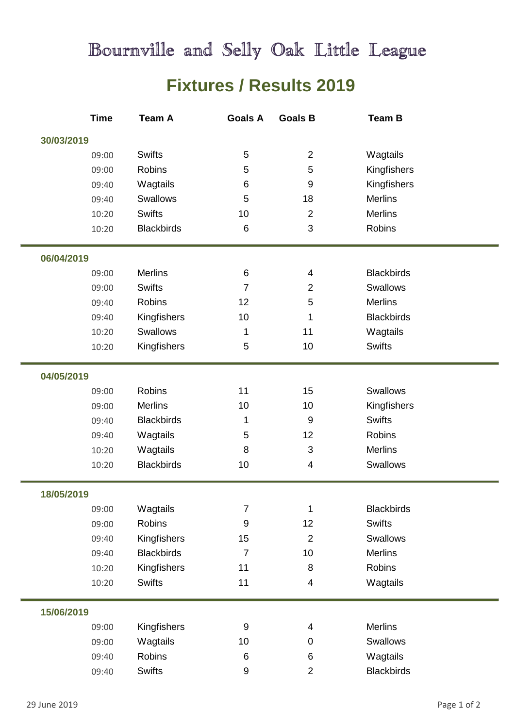# Bournville and Selly Oak Little League

## Fixtures / Results 2019

| Time | Team A | Goals A | Goals B | Team B |
|---|---|---|---|---|
| **30/03/2019** | | | | |
| 09:00 | Swifts | 5 | 2 | Wagtails |
| 09:00 | Robins | 5 | 5 | Kingfishers |
| 09:40 | Wagtails | 6 | 9 | Kingfishers |
| 09:40 | Swallows | 5 | 18 | Merlins |
| 10:20 | Swifts | 10 | 2 | Merlins |
| 10:20 | Blackbirds | 6 | 3 | Robins |
| **06/04/2019** | | | | |
| 09:00 | Merlins | 6 | 4 | Blackbirds |
| 09:00 | Swifts | 7 | 2 | Swallows |
| 09:40 | Robins | 12 | 5 | Merlins |
| 09:40 | Kingfishers | 10 | 1 | Blackbirds |
| 10:20 | Swallows | 1 | 11 | Wagtails |
| 10:20 | Kingfishers | 5 | 10 | Swifts |
| **04/05/2019** | | | | |
| 09:00 | Robins | 11 | 15 | Swallows |
| 09:00 | Merlins | 10 | 10 | Kingfishers |
| 09:40 | Blackbirds | 1 | 9 | Swifts |
| 09:40 | Wagtails | 5 | 12 | Robins |
| 10:20 | Wagtails | 8 | 3 | Merlins |
| 10:20 | Blackbirds | 10 | 4 | Swallows |
| **18/05/2019** | | | | |
| 09:00 | Wagtails | 7 | 1 | Blackbirds |
| 09:00 | Robins | 9 | 12 | Swifts |
| 09:40 | Kingfishers | 15 | 2 | Swallows |
| 09:40 | Blackbirds | 7 | 10 | Merlins |
| 10:20 | Kingfishers | 11 | 8 | Robins |
| 10:20 | Swifts | 11 | 4 | Wagtails |
| **15/06/2019** | | | | |
| 09:00 | Kingfishers | 9 | 4 | Merlins |
| 09:00 | Wagtails | 10 | 0 | Swallows |
| 09:40 | Robins | 6 | 6 | Wagtails |
| 09:40 | Swifts | 9 | 2 | Blackbirds |

29 June 2019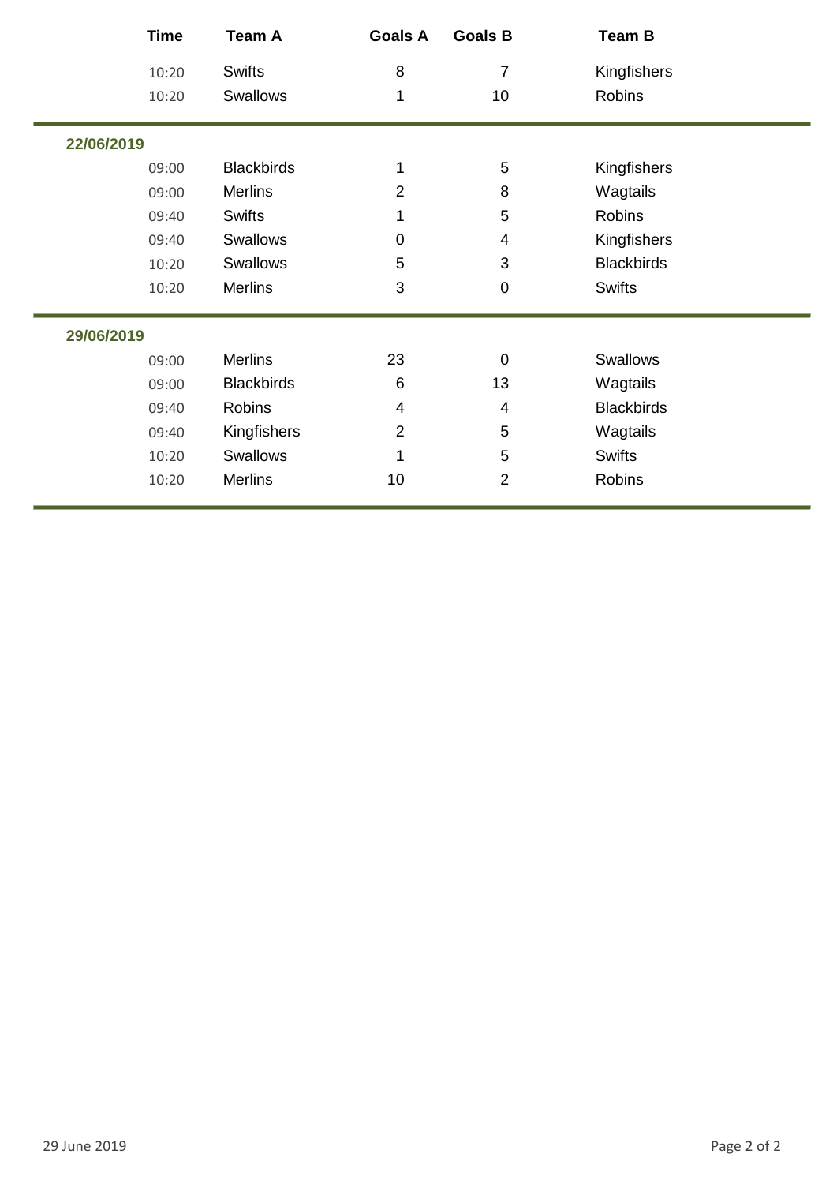| Time | Team A | Goals A | Goals B | Team B |
|---|---|---|---|---|
| 10:20 | Swifts | 8 | 7 | Kingfishers |
| 10:20 | Swallows | 1 | 10 | Robins |
| **22/06/2019** | | | | |
| 09:00 | Blackbirds | 1 | 5 | Kingfishers |
| 09:00 | Merlins | 2 | 8 | Wagtails |
| 09:40 | Swifts | 1 | 5 | Robins |
| 09:40 | Swallows | 0 | 4 | Kingfishers |
| 10:20 | Swallows | 5 | 3 | Blackbirds |
| 10:20 | Merlins | 3 | 0 | Swifts |
| **29/06/2019** | | | | |
| 09:00 | Merlins | 23 | 0 | Swallows |
| 09:00 | Blackbirds | 6 | 13 | Wagtails |
| 09:40 | Robins | 4 | 4 | Blackbirds |
| 09:40 | Kingfishers | 2 | 5 | Wagtails |
| 10:20 | Swallows | 1 | 5 | Swifts |
| 10:20 | Merlins | 10 | 2 | Robins |